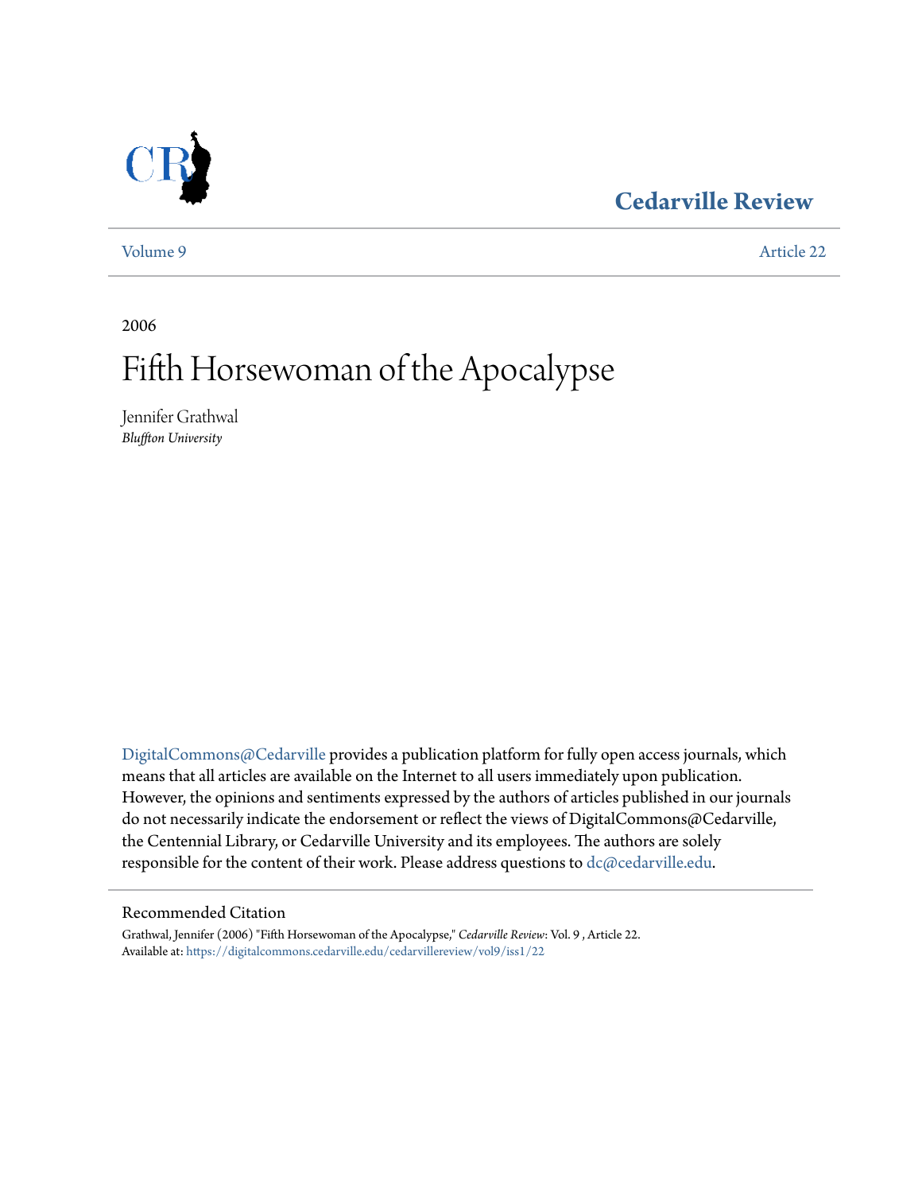Cedarville Review

Volume 9 Article 22

2006

# Fifth Horsewoman of the Apocalypse

Jennifer Grathwal
*Bluffton University*

DigitalCommons@Cedarville provides a publication platform for fully open access journals, which means that all articles are available on the Internet to all users immediately upon publication. However, the opinions and sentiments expressed by the authors of articles published in our journals do not necessarily indicate the endorsement or reflect the views of DigitalCommons@Cedarville, the Centennial Library, or Cedarville University and its employees. The authors are solely responsible for the content of their work. Please address questions to dc@cedarville.edu.

## Recommended Citation

Grathwal, Jennifer (2006) "Fifth Horsewoman of the Apocalypse," *Cedarville Review*: Vol. 9 , Article 22.
Available at: https://digitalcommons.cedarville.edu/cedarvillereview/vol9/iss1/22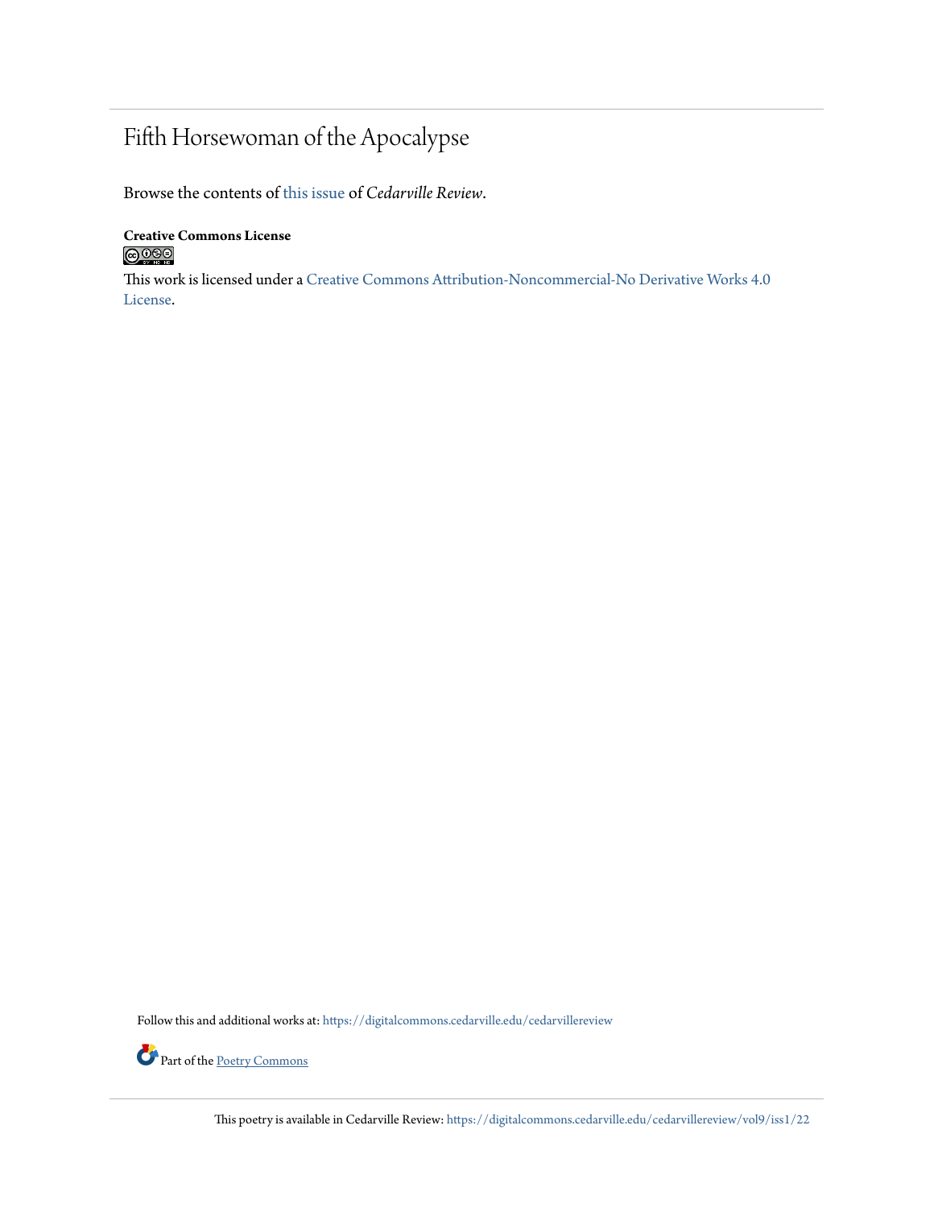# Fifth Horsewoman of the Apocalypse

Browse the contents of this issue of *Cedarville Review*.

**Creative Commons License**

This work is licensed under a Creative Commons Attribution-Noncommercial-No Derivative Works 4.0 License.

Follow this and additional works at: https://digitalcommons.cedarville.edu/cedarvillereview

Part of the Poetry Commons

This poetry is available in Cedarville Review: https://digitalcommons.cedarville.edu/cedarvillereview/vol9/iss1/22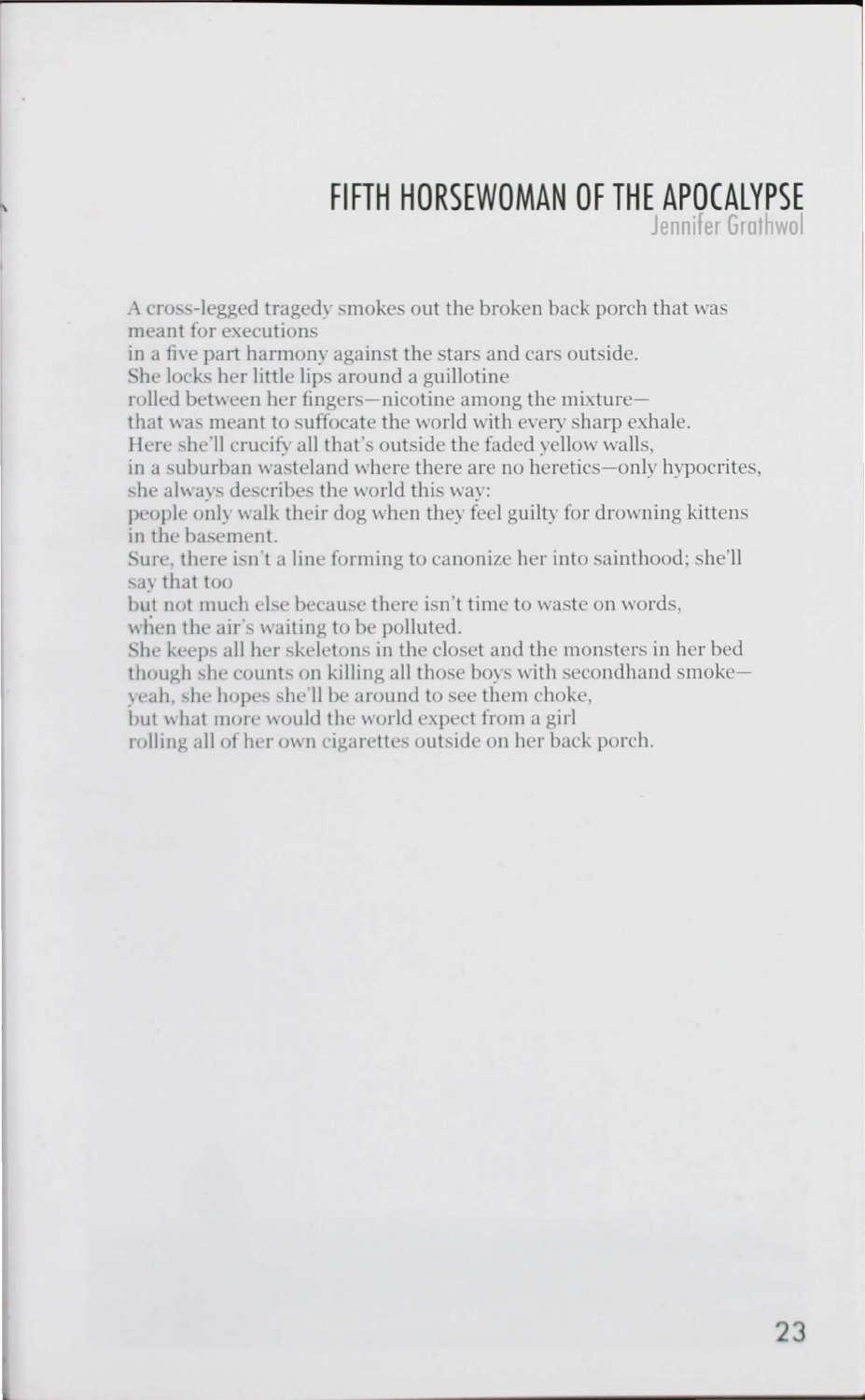# FIFTH HORSEWOMAN OF THE APOCALYPSE

Jennifer Grathwol

A cross-legged tragedy smokes out the broken back porch that was meant for executions
in a five part harmony against the stars and cars outside.
She locks her little lips around a guillotine
rolled between her fingers—nicotine among the mixture—
that was meant to suffocate the world with every sharp exhale.
Here she'll crucify all that's outside the faded yellow walls,
in a suburban wasteland where there are no heretics—only hypocrites,
she always describes the world this way:
people only walk their dog when they feel guilty for drowning kittens in the basement.
Sure, there isn't a line forming to canonize her into sainthood; she'll say that too
but not much else because there isn't time to waste on words,
when the air's waiting to be polluted.
She keeps all her skeletons in the closet and the monsters in her bed
though she counts on killing all those boys with secondhand smoke—
yeah, she hopes she'll be around to see them choke,
but what more would the world expect from a girl
rolling all of her own cigarettes outside on her back porch.